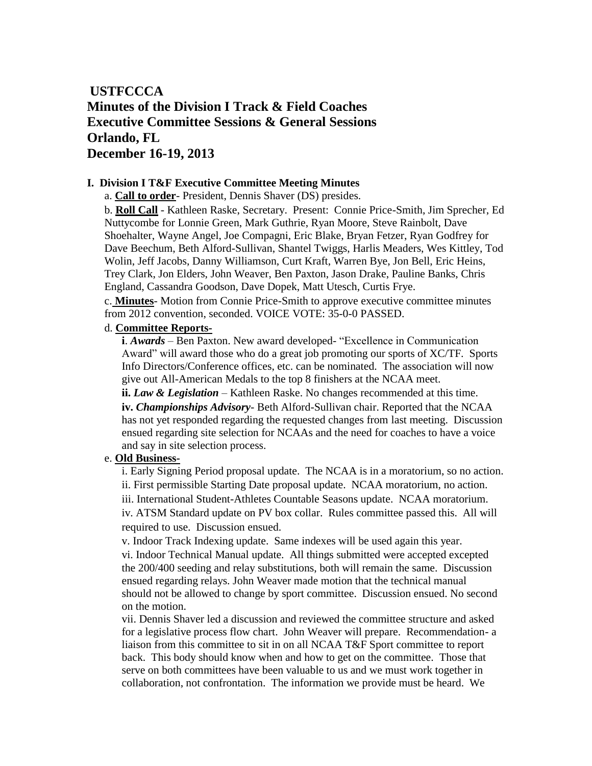**USTFCCCA**

# Minutes of the Division I Track & Field Coaches Executive Committee Sessions & General Sessions Orlando, FL December 16-19, 2013

## I. Division I T&F Executive Committee Meeting Minutes

a. **Call to order**- President, Dennis Shaver (DS) presides.

b. **Roll Call** - Kathleen Raske, Secretary. Present: Connie Price-Smith, Jim Sprecher, Ed Nuttycombe for Lonnie Green, Mark Guthrie, Ryan Moore, Steve Rainbolt, Dave Shoehalter, Wayne Angel, Joe Compagni, Eric Blake, Bryan Fetzer, Ryan Godfrey for Dave Beechum, Beth Alford-Sullivan, Shantel Twiggs, Harlis Meaders, Wes Kittley, Tod Wolin, Jeff Jacobs, Danny Williamson, Curt Kraft, Warren Bye, Jon Bell, Eric Heins, Trey Clark, Jon Elders, John Weaver, Ben Paxton, Jason Drake, Pauline Banks, Chris England, Cassandra Goodson, Dave Dopek, Matt Utesch, Curtis Frye.

c. **Minutes**- Motion from Connie Price-Smith to approve executive committee minutes from 2012 convention, seconded. VOICE VOTE: 35-0-0 PASSED.

d. **Committee Reports-**

**i**. ***Awards*** – Ben Paxton. New award developed- "Excellence in Communication Award" will award those who do a great job promoting our sports of XC/TF. Sports Info Directors/Conference offices, etc. can be nominated. The association will now give out All-American Medals to the top 8 finishers at the NCAA meet.

**ii. *Law & Legislation*** – Kathleen Raske. No changes recommended at this time.

**iv. *Championships Advisory***- Beth Alford-Sullivan chair. Reported that the NCAA has not yet responded regarding the requested changes from last meeting. Discussion ensued regarding site selection for NCAAs and the need for coaches to have a voice and say in site selection process.

e. **Old Business-**

i. Early Signing Period proposal update. The NCAA is in a moratorium, so no action.

ii. First permissible Starting Date proposal update. NCAA moratorium, no action.

iii. International Student-Athletes Countable Seasons update. NCAA moratorium.

iv. ATSM Standard update on PV box collar. Rules committee passed this. All will required to use. Discussion ensued.

v. Indoor Track Indexing update. Same indexes will be used again this year.

vi. Indoor Technical Manual update. All things submitted were accepted excepted the 200/400 seeding and relay substitutions, both will remain the same. Discussion ensued regarding relays. John Weaver made motion that the technical manual should not be allowed to change by sport committee. Discussion ensued. No second on the motion.

vii. Dennis Shaver led a discussion and reviewed the committee structure and asked for a legislative process flow chart. John Weaver will prepare. Recommendation- a liaison from this committee to sit in on all NCAA T&F Sport committee to report back. This body should know when and how to get on the committee. Those that serve on both committees have been valuable to us and we must work together in collaboration, not confrontation. The information we provide must be heard. We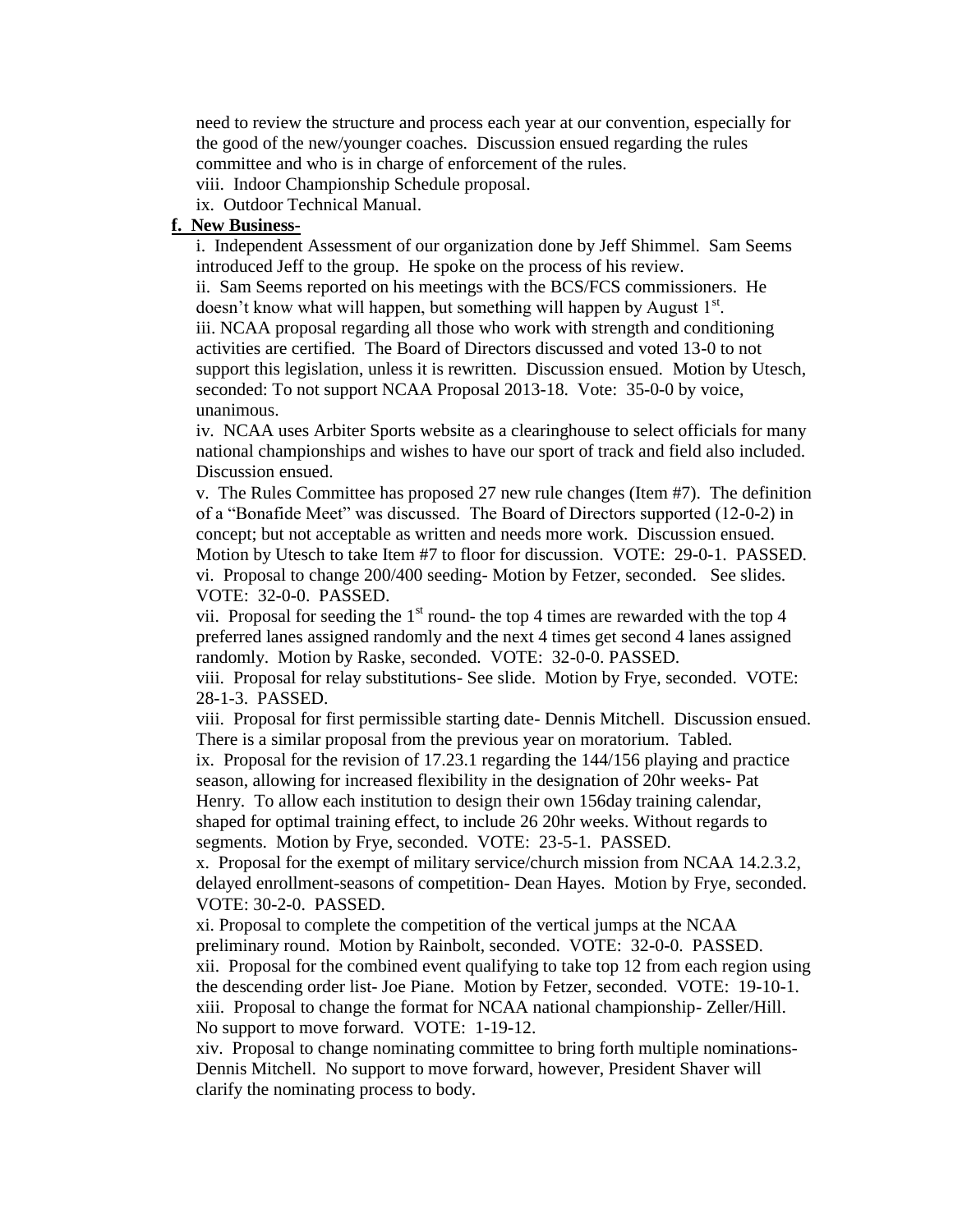need to review the structure and process each year at our convention, especially for the good of the new/younger coaches. Discussion ensued regarding the rules committee and who is in charge of enforcement of the rules.

viii. Indoor Championship Schedule proposal.

ix. Outdoor Technical Manual.

**f. New Business-**

i. Independent Assessment of our organization done by Jeff Shimmel. Sam Seems introduced Jeff to the group. He spoke on the process of his review.

ii. Sam Seems reported on his meetings with the BCS/FCS commissioners. He doesn't know what will happen, but something will happen by August 1st.

iii. NCAA proposal regarding all those who work with strength and conditioning activities are certified. The Board of Directors discussed and voted 13-0 to not support this legislation, unless it is rewritten. Discussion ensued. Motion by Utesch, seconded: To not support NCAA Proposal 2013-18. Vote: 35-0-0 by voice, unanimous.

iv. NCAA uses Arbiter Sports website as a clearinghouse to select officials for many national championships and wishes to have our sport of track and field also included. Discussion ensued.

v. The Rules Committee has proposed 27 new rule changes (Item #7). The definition of a "Bonafide Meet" was discussed. The Board of Directors supported (12-0-2) in concept; but not acceptable as written and needs more work. Discussion ensued. Motion by Utesch to take Item #7 to floor for discussion. VOTE: 29-0-1. PASSED.

vi. Proposal to change 200/400 seeding- Motion by Fetzer, seconded. See slides. VOTE: 32-0-0. PASSED.

vii. Proposal for seeding the 1st round- the top 4 times are rewarded with the top 4 preferred lanes assigned randomly and the next 4 times get second 4 lanes assigned randomly. Motion by Raske, seconded. VOTE: 32-0-0. PASSED.

viii. Proposal for relay substitutions- See slide. Motion by Frye, seconded. VOTE: 28-1-3. PASSED.

viii. Proposal for first permissible starting date- Dennis Mitchell. Discussion ensued. There is a similar proposal from the previous year on moratorium. Tabled.

ix. Proposal for the revision of 17.23.1 regarding the 144/156 playing and practice season, allowing for increased flexibility in the designation of 20hr weeks- Pat Henry. To allow each institution to design their own 156day training calendar, shaped for optimal training effect, to include 26 20hr weeks. Without regards to segments. Motion by Frye, seconded. VOTE: 23-5-1. PASSED.

x. Proposal for the exempt of military service/church mission from NCAA 14.2.3.2, delayed enrollment-seasons of competition- Dean Hayes. Motion by Frye, seconded. VOTE: 30-2-0. PASSED.

xi. Proposal to complete the competition of the vertical jumps at the NCAA preliminary round. Motion by Rainbolt, seconded. VOTE: 32-0-0. PASSED.

xii. Proposal for the combined event qualifying to take top 12 from each region using the descending order list- Joe Piane. Motion by Fetzer, seconded. VOTE: 19-10-1.

xiii. Proposal to change the format for NCAA national championship- Zeller/Hill. No support to move forward. VOTE: 1-19-12.

xiv. Proposal to change nominating committee to bring forth multiple nominations- Dennis Mitchell. No support to move forward, however, President Shaver will clarify the nominating process to body.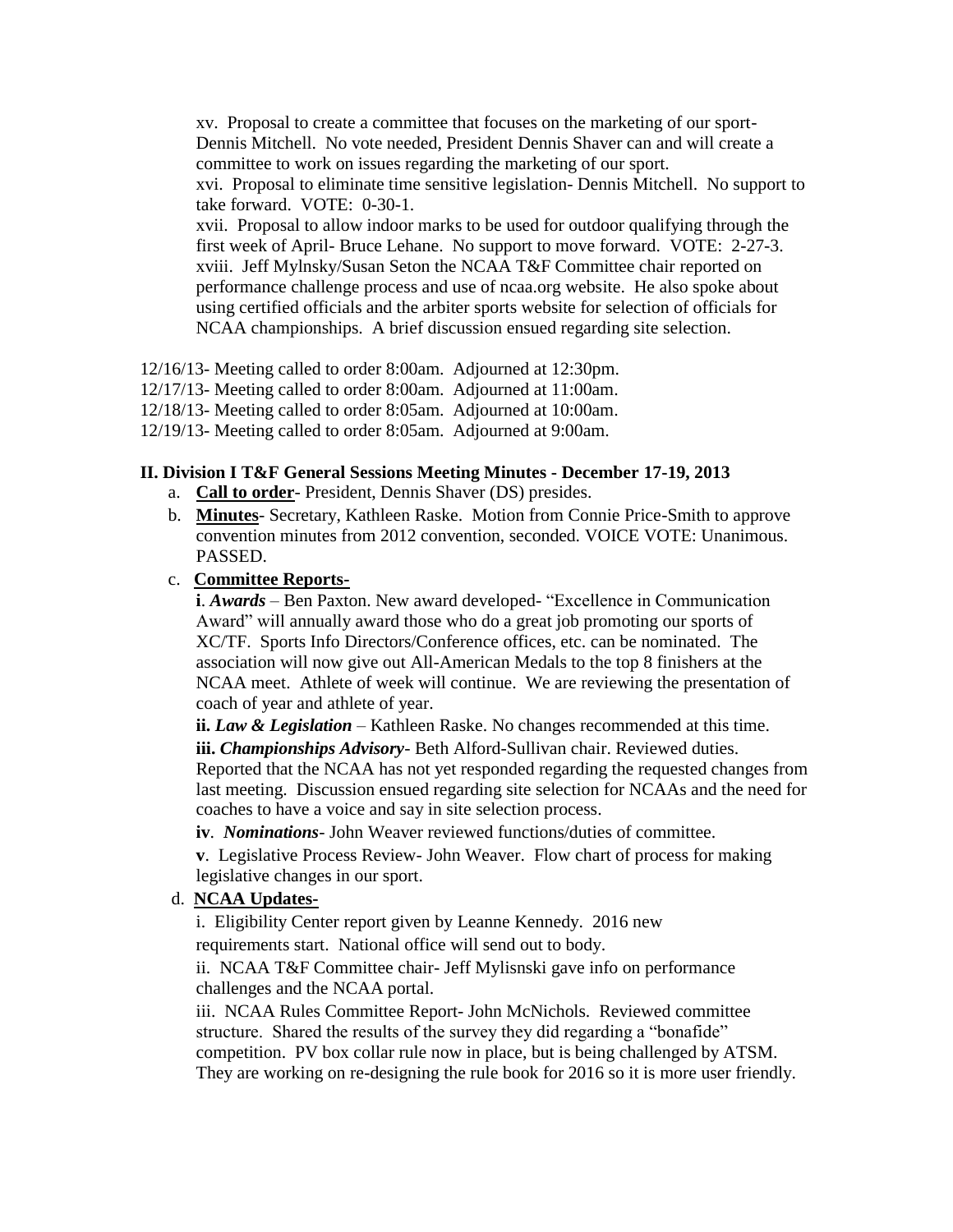xv. Proposal to create a committee that focuses on the marketing of our sport- Dennis Mitchell. No vote needed, President Dennis Shaver can and will create a committee to work on issues regarding the marketing of our sport.

xvi. Proposal to eliminate time sensitive legislation- Dennis Mitchell. No support to take forward. VOTE: 0-30-1.

xvii. Proposal to allow indoor marks to be used for outdoor qualifying through the first week of April- Bruce Lehane. No support to move forward. VOTE: 2-27-3.

xviii. Jeff Mylnsky/Susan Seton the NCAA T&F Committee chair reported on performance challenge process and use of ncaa.org website. He also spoke about using certified officials and the arbiter sports website for selection of officials for NCAA championships. A brief discussion ensued regarding site selection.

12/16/13- Meeting called to order 8:00am. Adjourned at 12:30pm.
12/17/13- Meeting called to order 8:00am. Adjourned at 11:00am.
12/18/13- Meeting called to order 8:05am. Adjourned at 10:00am.
12/19/13- Meeting called to order 8:05am. Adjourned at 9:00am.

## II. Division I T&F General Sessions Meeting Minutes - December 17-19, 2013

a. **Call to order**- President, Dennis Shaver (DS) presides.

b. **Minutes**- Secretary, Kathleen Raske. Motion from Connie Price-Smith to approve convention minutes from 2012 convention, seconded. VOICE VOTE: Unanimous. PASSED.

c. **Committee Reports-**

**i**. ***Awards*** – Ben Paxton. New award developed- "Excellence in Communication Award" will annually award those who do a great job promoting our sports of XC/TF. Sports Info Directors/Conference offices, etc. can be nominated. The association will now give out All-American Medals to the top 8 finishers at the NCAA meet. Athlete of week will continue. We are reviewing the presentation of coach of year and athlete of year.

**ii.** ***Law & Legislation*** – Kathleen Raske. No changes recommended at this time.

**iii.** ***Championships Advisory***- Beth Alford-Sullivan chair. Reviewed duties. Reported that the NCAA has not yet responded regarding the requested changes from last meeting. Discussion ensued regarding site selection for NCAAs and the need for coaches to have a voice and say in site selection process.

**iv**. ***Nominations***- John Weaver reviewed functions/duties of committee.

**v**. Legislative Process Review- John Weaver. Flow chart of process for making legislative changes in our sport.

d. **NCAA Updates-**

i. Eligibility Center report given by Leanne Kennedy. 2016 new requirements start. National office will send out to body.

ii. NCAA T&F Committee chair- Jeff Mylisnski gave info on performance challenges and the NCAA portal.

iii. NCAA Rules Committee Report- John McNichols. Reviewed committee structure. Shared the results of the survey they did regarding a "bonafide" competition. PV box collar rule now in place, but is being challenged by ATSM. They are working on re-designing the rule book for 2016 so it is more user friendly.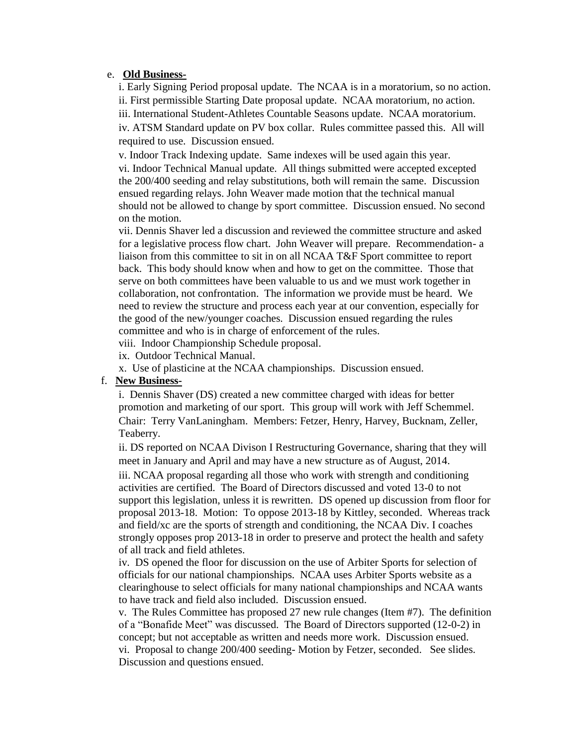e. **Old Business-**

i. Early Signing Period proposal update. The NCAA is in a moratorium, so no action.
ii. First permissible Starting Date proposal update. NCAA moratorium, no action.
iii. International Student-Athletes Countable Seasons update. NCAA moratorium.
iv. ATSM Standard update on PV box collar. Rules committee passed this. All will required to use. Discussion ensued.
v. Indoor Track Indexing update. Same indexes will be used again this year.
vi. Indoor Technical Manual update. All things submitted were accepted excepted the 200/400 seeding and relay substitutions, both will remain the same. Discussion ensued regarding relays. John Weaver made motion that the technical manual should not be allowed to change by sport committee. Discussion ensued. No second on the motion.
vii. Dennis Shaver led a discussion and reviewed the committee structure and asked for a legislative process flow chart. John Weaver will prepare. Recommendation- a liaison from this committee to sit in on all NCAA T&F Sport committee to report back. This body should know when and how to get on the committee. Those that serve on both committees have been valuable to us and we must work together in collaboration, not confrontation. The information we provide must be heard. We need to review the structure and process each year at our convention, especially for the good of the new/younger coaches. Discussion ensued regarding the rules committee and who is in charge of enforcement of the rules.
viii. Indoor Championship Schedule proposal.
ix. Outdoor Technical Manual.
x. Use of plasticine at the NCAA championships. Discussion ensued.

f. **New Business-**

i. Dennis Shaver (DS) created a new committee charged with ideas for better promotion and marketing of our sport. This group will work with Jeff Schemmel. Chair: Terry VanLaningham. Members: Fetzer, Henry, Harvey, Bucknam, Zeller, Teaberry.
ii. DS reported on NCAA Divison I Restructuring Governance, sharing that they will meet in January and April and may have a new structure as of August, 2014.
iii. NCAA proposal regarding all those who work with strength and conditioning activities are certified. The Board of Directors discussed and voted 13-0 to not support this legislation, unless it is rewritten. DS opened up discussion from floor for proposal 2013-18. Motion: To oppose 2013-18 by Kittley, seconded. Whereas track and field/xc are the sports of strength and conditioning, the NCAA Div. I coaches strongly opposes prop 2013-18 in order to preserve and protect the health and safety of all track and field athletes.
iv. DS opened the floor for discussion on the use of Arbiter Sports for selection of officials for our national championships. NCAA uses Arbiter Sports website as a clearinghouse to select officials for many national championships and NCAA wants to have track and field also included. Discussion ensued.
v. The Rules Committee has proposed 27 new rule changes (Item #7). The definition of a "Bonafide Meet" was discussed. The Board of Directors supported (12-0-2) in concept; but not acceptable as written and needs more work. Discussion ensued.
vi. Proposal to change 200/400 seeding- Motion by Fetzer, seconded. See slides. Discussion and questions ensued.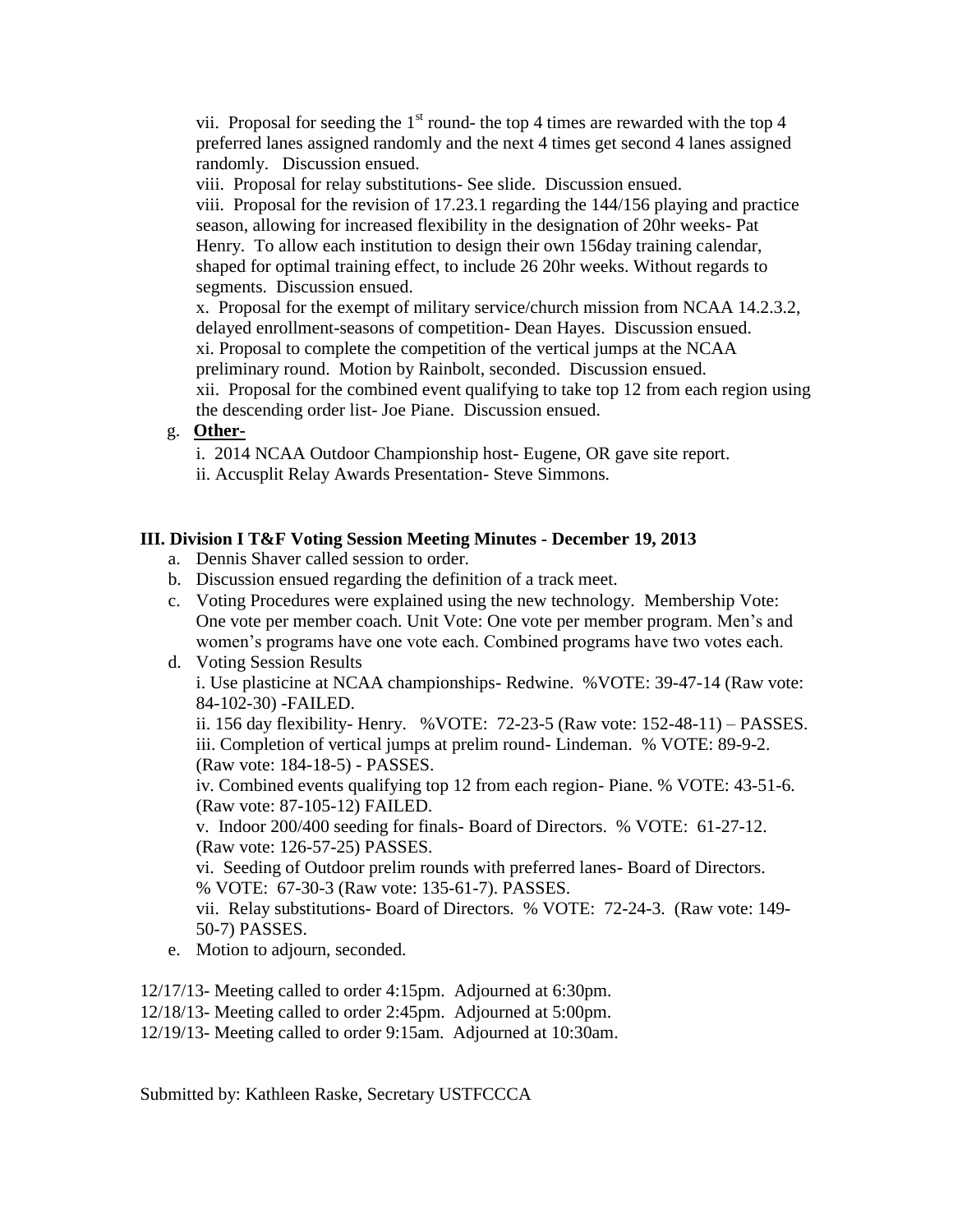vii. Proposal for seeding the 1st round- the top 4 times are rewarded with the top 4 preferred lanes assigned randomly and the next 4 times get second 4 lanes assigned randomly. Discussion ensued.

viii. Proposal for relay substitutions- See slide. Discussion ensued.

viii. Proposal for the revision of 17.23.1 regarding the 144/156 playing and practice season, allowing for increased flexibility in the designation of 20hr weeks- Pat Henry. To allow each institution to design their own 156day training calendar, shaped for optimal training effect, to include 26 20hr weeks. Without regards to segments. Discussion ensued.

x. Proposal for the exempt of military service/church mission from NCAA 14.2.3.2, delayed enrollment-seasons of competition- Dean Hayes. Discussion ensued.

xi. Proposal to complete the competition of the vertical jumps at the NCAA preliminary round. Motion by Rainbolt, seconded. Discussion ensued.

xii. Proposal for the combined event qualifying to take top 12 from each region using the descending order list- Joe Piane. Discussion ensued.

g. **Other-**

i. 2014 NCAA Outdoor Championship host- Eugene, OR gave site report.

ii. Accusplit Relay Awards Presentation- Steve Simmons.

**III. Division I T&F Voting Session Meeting Minutes - December 19, 2013**

a. Dennis Shaver called session to order.

b. Discussion ensued regarding the definition of a track meet.

c. Voting Procedures were explained using the new technology. Membership Vote: One vote per member coach. Unit Vote: One vote per member program. Men's and women's programs have one vote each. Combined programs have two votes each.

d. Voting Session Results

i. Use plasticine at NCAA championships- Redwine. %VOTE: 39-47-14 (Raw vote: 84-102-30) -FAILED.

ii. 156 day flexibility- Henry. %VOTE: 72-23-5 (Raw vote: 152-48-11) – PASSES.

iii. Completion of vertical jumps at prelim round- Lindeman. % VOTE: 89-9-2. (Raw vote: 184-18-5) - PASSES.

iv. Combined events qualifying top 12 from each region- Piane. % VOTE: 43-51-6. (Raw vote: 87-105-12) FAILED.

v. Indoor 200/400 seeding for finals- Board of Directors. % VOTE: 61-27-12. (Raw vote: 126-57-25) PASSES.

vi. Seeding of Outdoor prelim rounds with preferred lanes- Board of Directors. % VOTE: 67-30-3 (Raw vote: 135-61-7). PASSES.

vii. Relay substitutions- Board of Directors. % VOTE: 72-24-3. (Raw vote: 149-50-7) PASSES.

e. Motion to adjourn, seconded.

12/17/13- Meeting called to order 4:15pm. Adjourned at 6:30pm.

12/18/13- Meeting called to order 2:45pm. Adjourned at 5:00pm.

12/19/13- Meeting called to order 9:15am. Adjourned at 10:30am.

Submitted by: Kathleen Raske, Secretary USTFCCCA